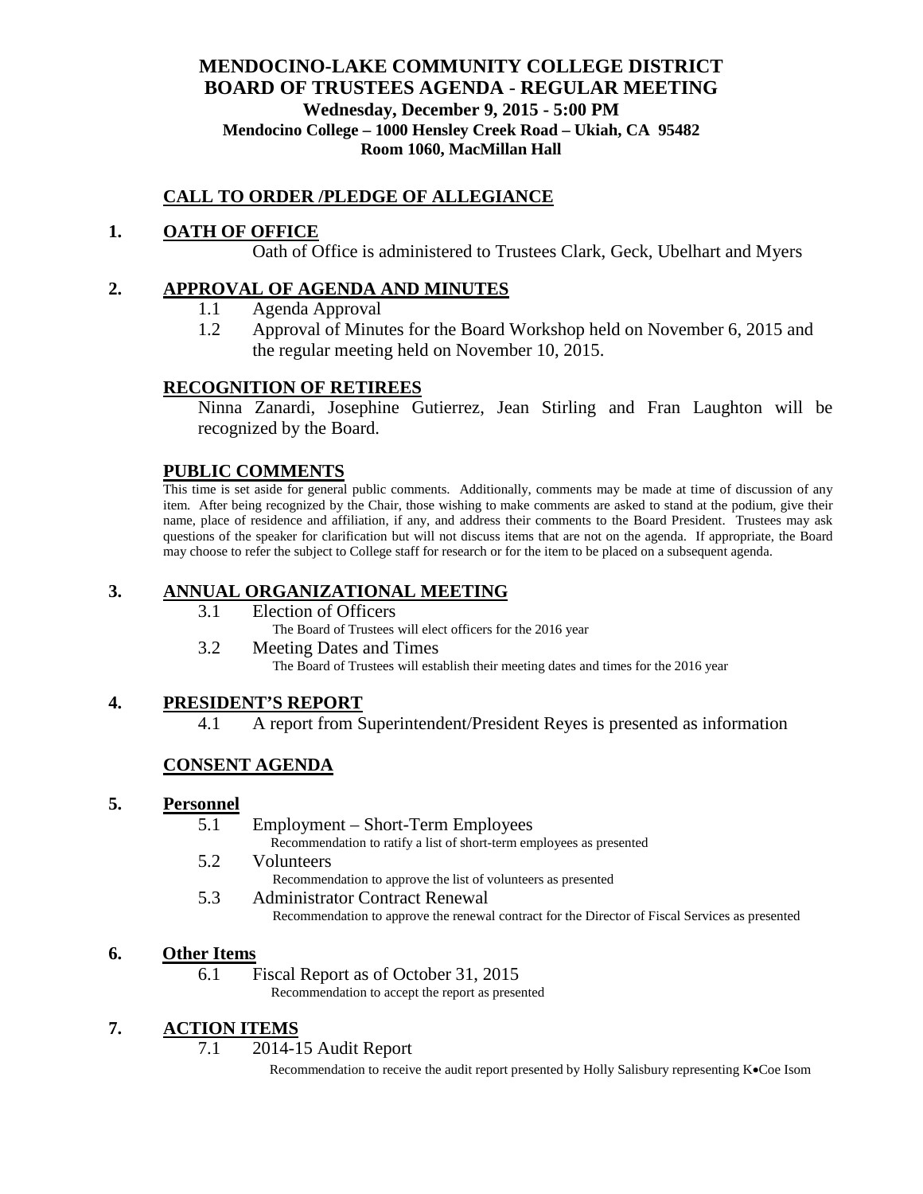# MENDOCINO-LAKE COMMUNITY COLLEGE DISTRICT
# BOARD OF TRUSTEES AGENDA - REGULAR MEETING

**Wednesday, December 9, 2015 - 5:00 PM**

**Mendocino College – 1000 Hensley Creek Road – Ukiah, CA 95482**

**Room 1060, MacMillan Hall**

## CALL TO ORDER /PLEDGE OF ALLEGIANCE

## 1. OATH OF OFFICE

Oath of Office is administered to Trustees Clark, Geck, Ubelhart and Myers

## 2. APPROVAL OF AGENDA AND MINUTES

1.1 Agenda Approval

1.2 Approval of Minutes for the Board Workshop held on November 6, 2015 and the regular meeting held on November 10, 2015.

## RECOGNITION OF RETIREES

Ninna Zanardi, Josephine Gutierrez, Jean Stirling and Fran Laughton will be recognized by the Board.

## PUBLIC COMMENTS

This time is set aside for general public comments. Additionally, comments may be made at time of discussion of any item. After being recognized by the Chair, those wishing to make comments are asked to stand at the podium, give their name, place of residence and affiliation, if any, and address their comments to the Board President. Trustees may ask questions of the speaker for clarification but will not discuss items that are not on the agenda. If appropriate, the Board may choose to refer the subject to College staff for research or for the item to be placed on a subsequent agenda.

## 3. ANNUAL ORGANIZATIONAL MEETING

3.1 Election of Officers

The Board of Trustees will elect officers for the 2016 year

3.2 Meeting Dates and Times

The Board of Trustees will establish their meeting dates and times for the 2016 year

## 4. PRESIDENT'S REPORT

4.1 A report from Superintendent/President Reyes is presented as information

## CONSENT AGENDA

## 5. Personnel

5.1 Employment – Short-Term Employees

Recommendation to ratify a list of short-term employees as presented

5.2 Volunteers

Recommendation to approve the list of volunteers as presented

5.3 Administrator Contract Renewal

Recommendation to approve the renewal contract for the Director of Fiscal Services as presented

## 6. Other Items

6.1 Fiscal Report as of October 31, 2015

Recommendation to accept the report as presented

## 7. ACTION ITEMS

7.1 2014-15 Audit Report

Recommendation to receive the audit report presented by Holly Salisbury representing K•Coe Isom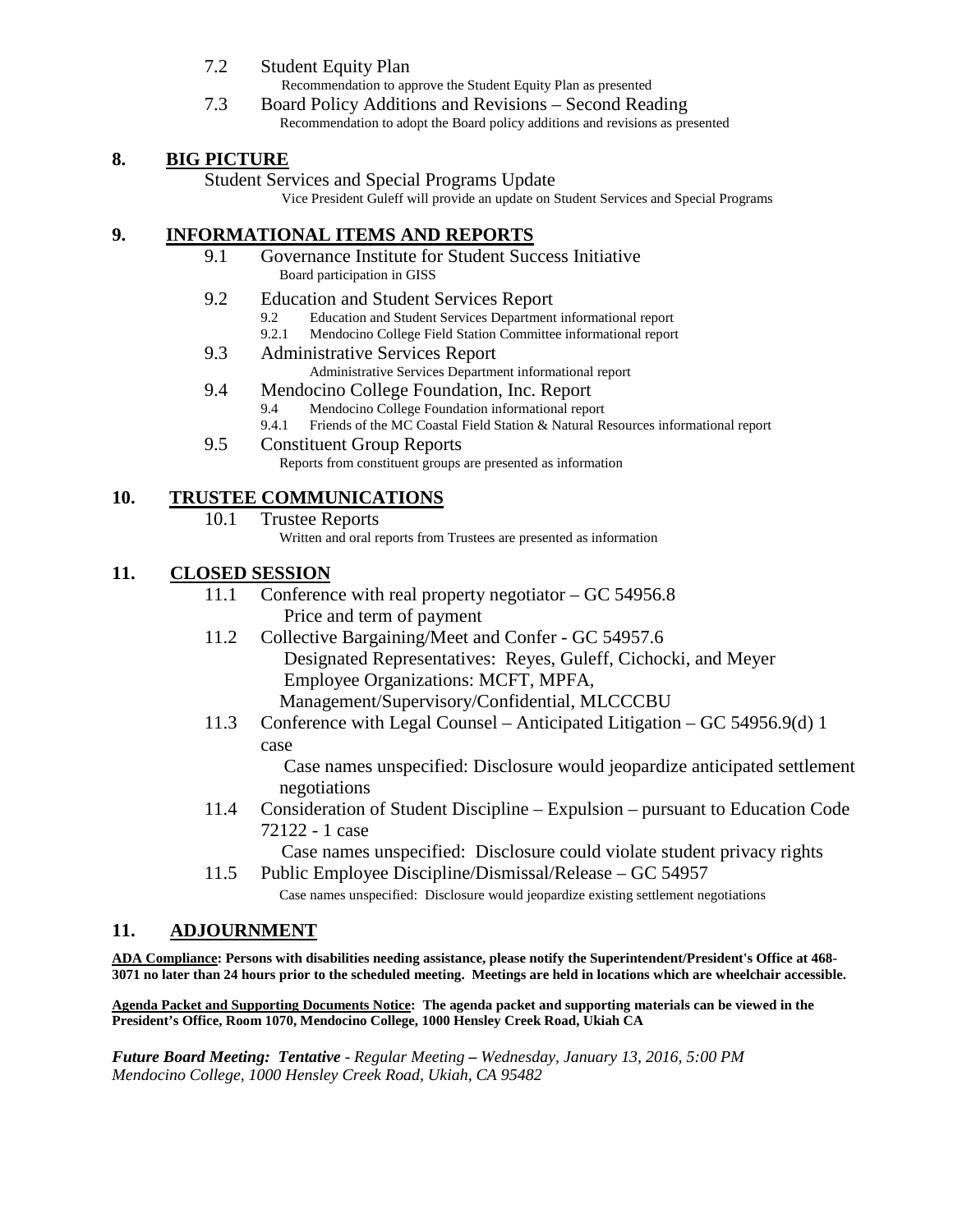7.2 Student Equity Plan

Recommendation to approve the Student Equity Plan as presented

7.3 Board Policy Additions and Revisions – Second Reading

Recommendation to adopt the Board policy additions and revisions as presented

## 8. BIG PICTURE

Student Services and Special Programs Update

Vice President Guleff will provide an update on Student Services and Special Programs

## 9. INFORMATIONAL ITEMS AND REPORTS

9.1 Governance Institute for Student Success Initiative

Board participation in GISS

9.2 Education and Student Services Report

- 9.2 Education and Student Services Department informational report
- 9.2.1 Mendocino College Field Station Committee informational report

9.3 Administrative Services Report

Administrative Services Department informational report

9.4 Mendocino College Foundation, Inc. Report

- 9.4 Mendocino College Foundation informational report
- 9.4.1 Friends of the MC Coastal Field Station & Natural Resources informational report

9.5 Constituent Group Reports

Reports from constituent groups are presented as information

## 10. TRUSTEE COMMUNICATIONS

10.1 Trustee Reports

Written and oral reports from Trustees are presented as information

## 11. CLOSED SESSION

11.1 Conference with real property negotiator – GC 54956.8

Price and term of payment

11.2 Collective Bargaining/Meet and Confer - GC 54957.6

Designated Representatives: Reyes, Guleff, Cichocki, and Meyer
Employee Organizations: MCFT, MPFA,
Management/Supervisory/Confidential, MLCCCBU

11.3 Conference with Legal Counsel – Anticipated Litigation – GC 54956.9(d) 1 case

Case names unspecified: Disclosure would jeopardize anticipated settlement negotiations

11.4 Consideration of Student Discipline – Expulsion – pursuant to Education Code 72122 - 1 case

Case names unspecified: Disclosure could violate student privacy rights

11.5 Public Employee Discipline/Dismissal/Release – GC 54957

Case names unspecified: Disclosure would jeopardize existing settlement negotiations

## 11. ADJOURNMENT

**ADA Compliance: Persons with disabilities needing assistance, please notify the Superintendent/President's Office at 468-3071 no later than 24 hours prior to the scheduled meeting. Meetings are held in locations which are wheelchair accessible.**

**Agenda Packet and Supporting Documents Notice: The agenda packet and supporting materials can be viewed in the President's Office, Room 1070, Mendocino College, 1000 Hensley Creek Road, Ukiah CA**

***Future Board Meeting: Tentative** - Regular Meeting – Wednesday, January 13, 2016, 5:00 PM*
*Mendocino College, 1000 Hensley Creek Road, Ukiah, CA 95482*